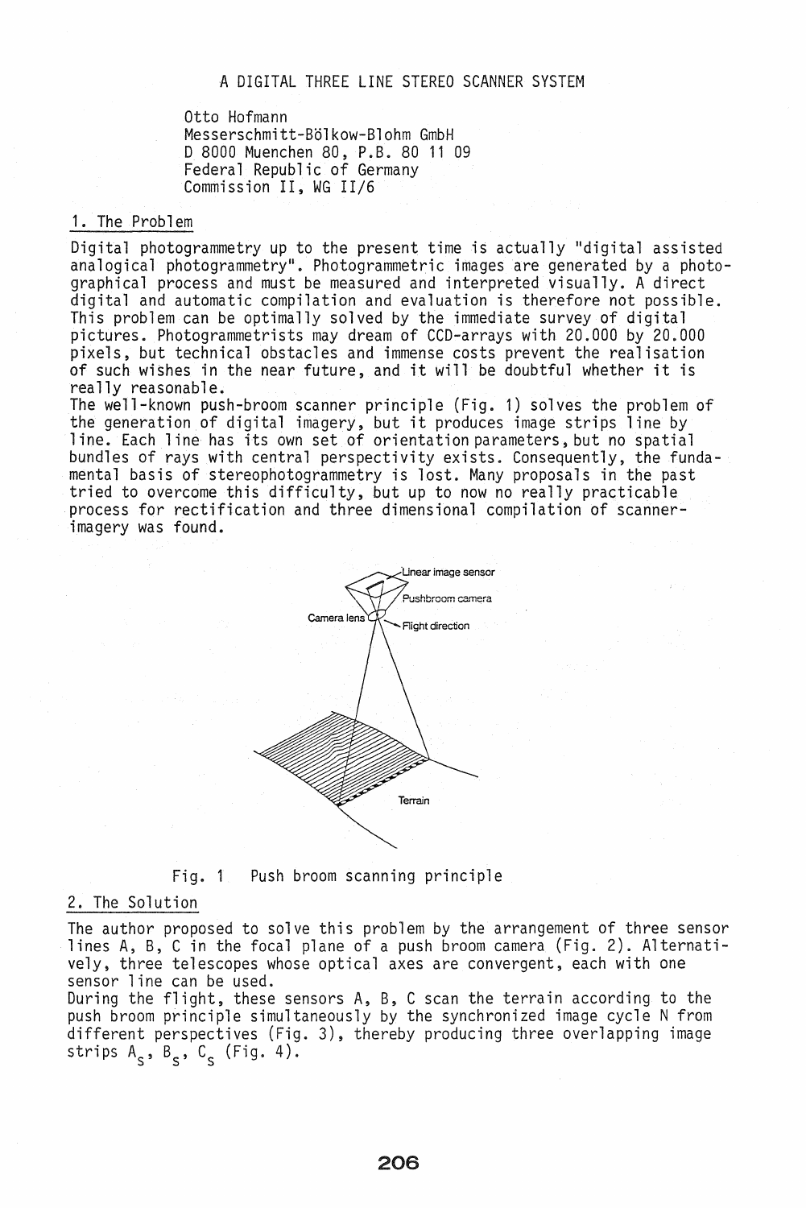# A DIGITAL THREE LINE STEREO SCANNER SYSTEM

Otto Hofmann
Messerschmitt-Bölkow-Blohm GmbH
D 8000 Muenchen 80, P.B. 80 11 09
Federal Republic of Germany
Commission II, WG II/6

## 1. The Problem

Digital photogrammetry up to the present time is actually "digital assisted analogical photogrammetry". Photogrammetric images are generated by a photographical process and must be measured and interpreted visually. A direct digital and automatic compilation and evaluation is therefore not possible. This problem can be optimally solved by the immediate survey of digital pictures. Photogrammetrists may dream of CCD-arrays with 20.000 by 20.000 pixels, but technical obstacles and immense costs prevent the realisation of such wishes in the near future, and it will be doubtful whether it is really reasonable.

The well-known push-broom scanner principle (Fig. 1) solves the problem of the generation of digital imagery, but it produces image strips line by line. Each line has its own set of orientation parameters, but no spatial bundles of rays with central perspectivity exists. Consequently, the fundamental basis of stereophotogrammetry is lost. Many proposals in the past tried to overcome this difficulty, but up to now no really practicable process for rectification and three dimensional compilation of scanner-imagery was found.

Linear image sensor
Pushbroom camera
Camera lens
Flight direction
Terrain

Fig. 1 Push broom scanning principle

## 2. The Solution

The author proposed to solve this problem by the arrangement of three sensor lines A, B, C in the focal plane of a push broom camera (Fig. 2). Alternatively, three telescopes whose optical axes are convergent, each with one sensor line can be used.

During the flight, these sensors A, B, C scan the terrain according to the push broom principle simultaneously by the synchronized image cycle N from different perspectives (Fig. 3), thereby producing three overlapping image strips $A_s$, $B_s$, $C_s$ (Fig. 4).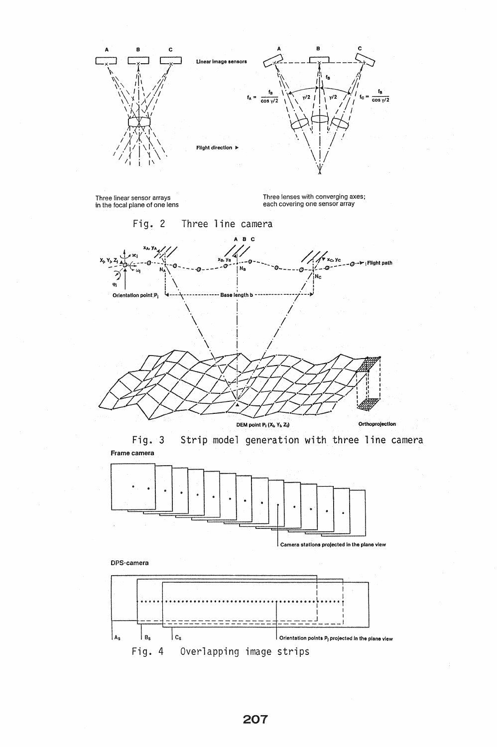Fig. 2 Three line camera

Fig. 3 Strip model generation with three line camera

Fig. 4 Overlapping image strips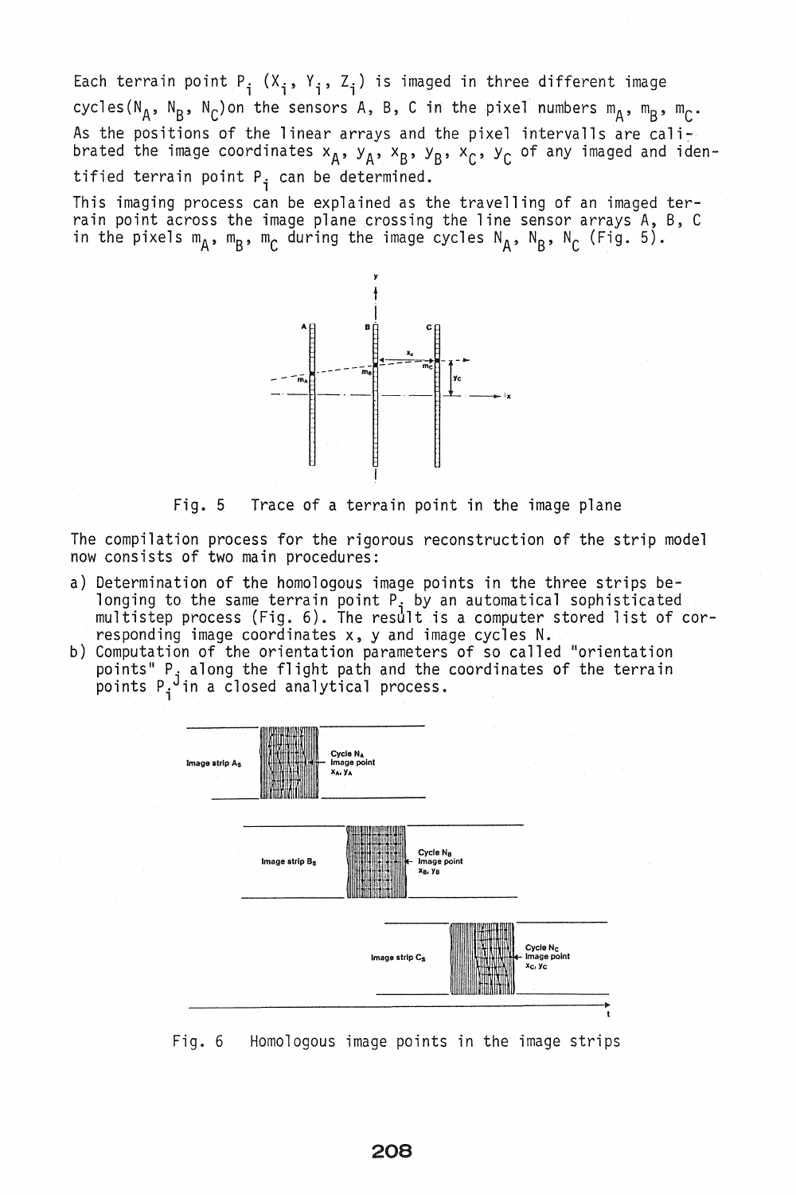Each terrain point $P_i$ ($X_i$, $Y_i$, $Z_i$) is imaged in three different image cycles($N_A$, $N_B$, $N_C$)on the sensors A, B, C in the pixel numbers $m_A$, $m_B$, $m_C$. As the positions of the linear arrays and the pixel intervalls are calibrated the image coordinates $x_A$, $y_A$, $x_B$, $y_B$, $x_C$, $y_C$ of any imaged and identified terrain point $P_i$ can be determined.

This imaging process can be explained as the travelling of an imaged terrain point across the image plane crossing the line sensor arrays A, B, C in the pixels $m_A$, $m_B$, $m_C$ during the image cycles $N_A$, $N_B$, $N_C$ (Fig. 5).

Fig. 5 Trace of a terrain point in the image plane

The compilation process for the rigorous reconstruction of the strip model now consists of two main procedures:

a) Determination of the homologous image points in the three strips belonging to the same terrain point $P_i$ by an automatical sophisticated multistep process (Fig. 6). The result is a computer stored list of corresponding image coordinates x, y and image cycles N.
b) Computation of the orientation parameters of so called "orientation points" $P_j$ along the flight path and the coordinates of the terrain points $P_i$ in a closed analytical process.

Fig. 6 Homologous image points in the image strips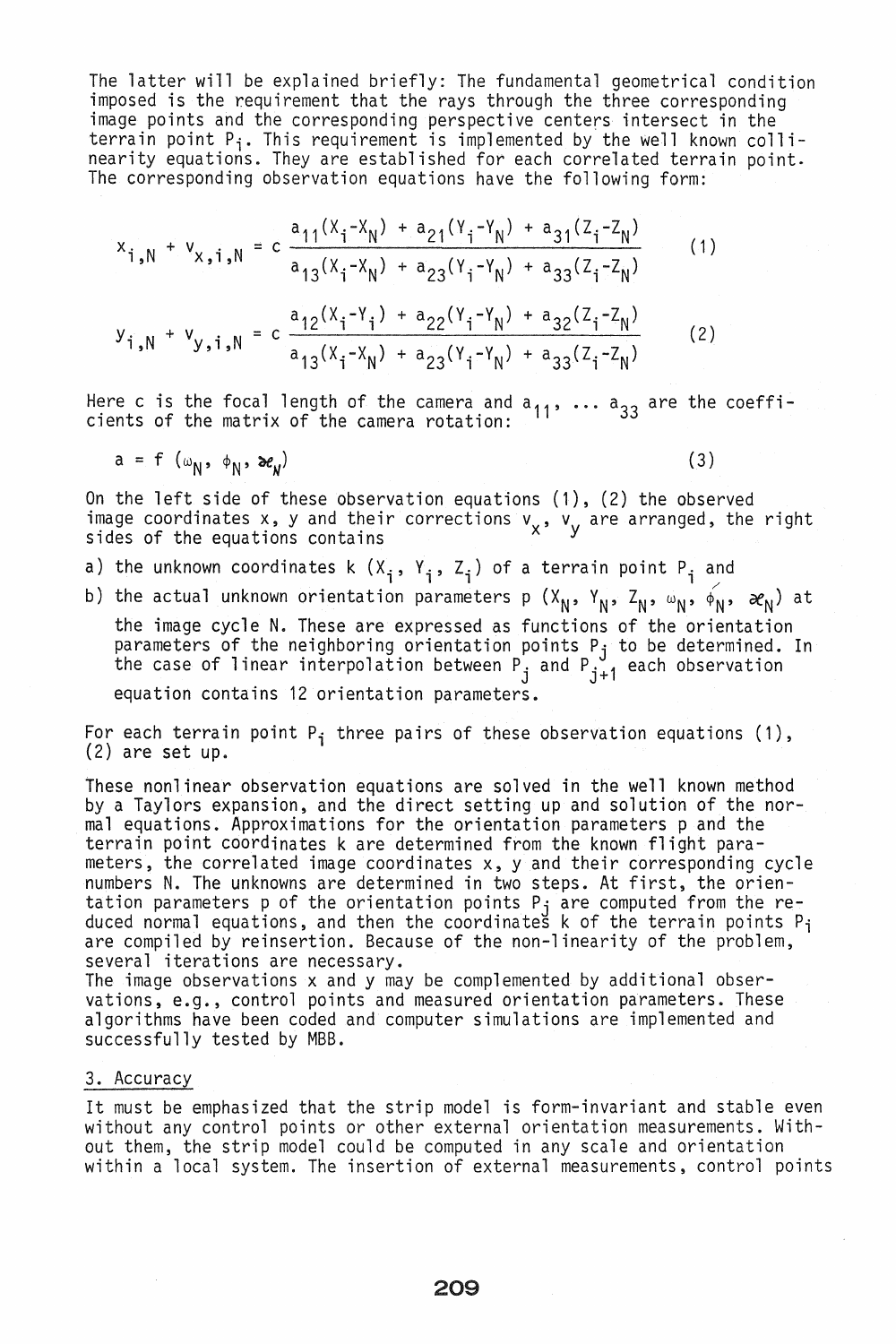The latter will be explained briefly: The fundamental geometrical condition imposed is the requirement that the rays through the three corresponding image points and the corresponding perspective centers intersect in the terrain point $P_i$. This requirement is implemented by the well known collinearity equations. They are established for each correlated terrain point. The corresponding observation equations have the following form:

$$x_{i,N} + v_{x,i,N} = c \, \frac{a_{11}(X_i - X_N) + a_{21}(Y_i - Y_N) + a_{31}(Z_i - Z_N)}{a_{13}(X_i - X_N) + a_{23}(Y_i - Y_N) + a_{33}(Z_i - Z_N)} \tag{1}$$

$$y_{i,N} + v_{y,i,N} = c \, \frac{a_{12}(X_i - Y_i) + a_{22}(Y_i - Y_N) + a_{32}(Z_i - Z_N)}{a_{13}(X_i - X_N) + a_{23}(Y_i - Y_N) + a_{33}(Z_i - Z_N)} \tag{2}$$

Here c is the focal length of the camera and $a_{11}, \dots a_{33}$ are the coefficients of the matrix of the camera rotation:

$$a = f\,(\omega_N, \phi_N, \varkappa_N) \tag{3}$$

On the left side of these observation equations (1), (2) the observed image coordinates x, y and their corrections $v_x$, $v_y$ are arranged, the right sides of the equations contains

a) the unknown coordinates k $(X_i, Y_i, Z_i)$ of a terrain point $P_i$ and
b) the actual unknown orientation parameters p $(X_N, Y_N, Z_N, \omega_N, \phi_N, \varkappa_N)$ at the image cycle N. These are expressed as functions of the orientation parameters of the neighboring orientation points $P_j$ to be determined. In the case of linear interpolation between $P_j$ and $P_{j+1}$ each observation equation contains 12 orientation parameters.

For each terrain point $P_i$ three pairs of these observation equations (1), (2) are set up.

These nonlinear observation equations are solved in the well known method by a Taylors expansion, and the direct setting up and solution of the normal equations. Approximations for the orientation parameters p and the terrain point coordinates k are determined from the known flight parameters, the correlated image coordinates x, y and their corresponding cycle numbers N. The unknowns are determined in two steps. At first, the orientation parameters p of the orientation points $P_j$ are computed from the reduced normal equations, and then the coordinates k of the terrain points $P_i$ are compiled by reinsertion. Because of the non-linearity of the problem, several iterations are necessary.
The image observations x and y may be complemented by additional observations, e.g., control points and measured orientation parameters. These algorithms have been coded and computer simulations are implemented and successfully tested by MBB.

## 3. Accuracy

It must be emphasized that the strip model is form-invariant and stable even without any control points or other external orientation measurements. Without them, the strip model could be computed in any scale and orientation within a local system. The insertion of external measurements, control points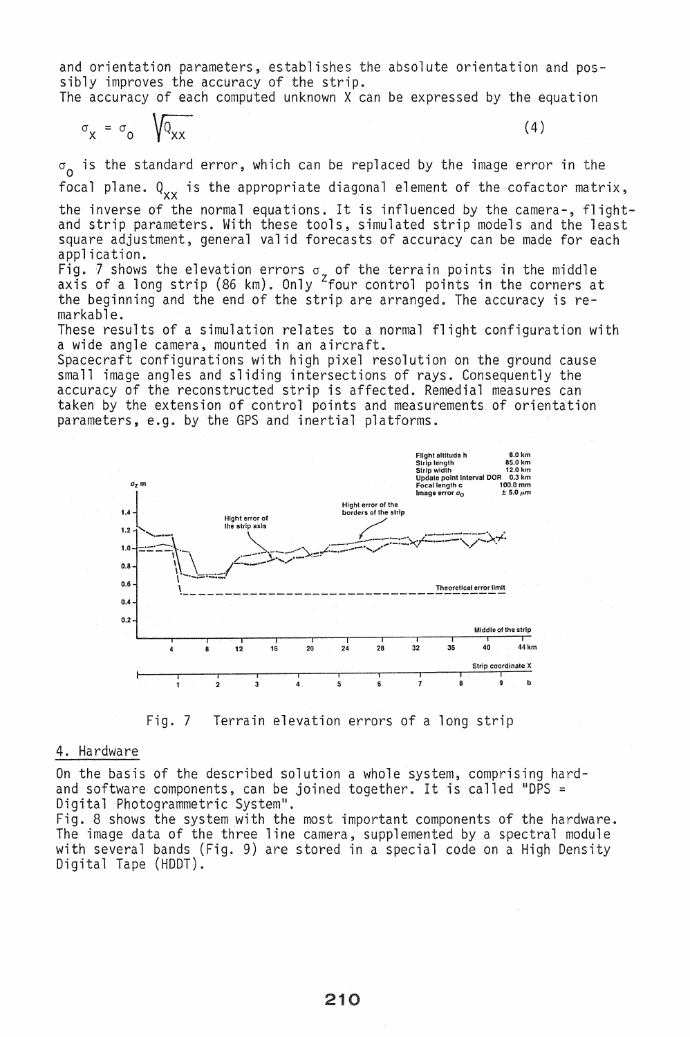and orientation parameters, establishes the absolute orientation and possibly improves the accuracy of the strip.
The accuracy of each computed unknown X can be expressed by the equation

$$\sigma_X = \sigma_0 \sqrt{Q_{XX}} \qquad (4)$$

$\sigma_0$ is the standard error, which can be replaced by the image error in the focal plane. $Q_{XX}$ is the appropriate diagonal element of the cofactor matrix, the inverse of the normal equations. It is influenced by the camera-, flight- and strip parameters. With these tools, simulated strip models and the least square adjustment, general valid forecasts of accuracy can be made for each application.
Fig. 7 shows the elevation errors $\sigma_z$ of the terrain points in the middle axis of a long strip (86 km). Only four control points in the corners at the beginning and the end of the strip are arranged. The accuracy is remarkable.
These results of a simulation relates to a normal flight configuration with a wide angle camera, mounted in an aircraft.
Spacecraft configurations with high pixel resolution on the ground cause small image angles and sliding intersections of rays. Consequently the accuracy of the reconstructed strip is affected. Remedial measures can taken by the extension of control points and measurements of orientation parameters, e.g. by the GPS and inertial platforms.

Fig. 7 Terrain elevation errors of a long strip

## 4. Hardware

On the basis of the described solution a whole system, comprising hard- and software components, can be joined together. It is called "DPS = Digital Photogrammetric System".
Fig. 8 shows the system with the most important components of the hardware. The image data of the three line camera, supplemented by a spectral module with several bands (Fig. 9) are stored in a special code on a High Density Digital Tape (HDDT).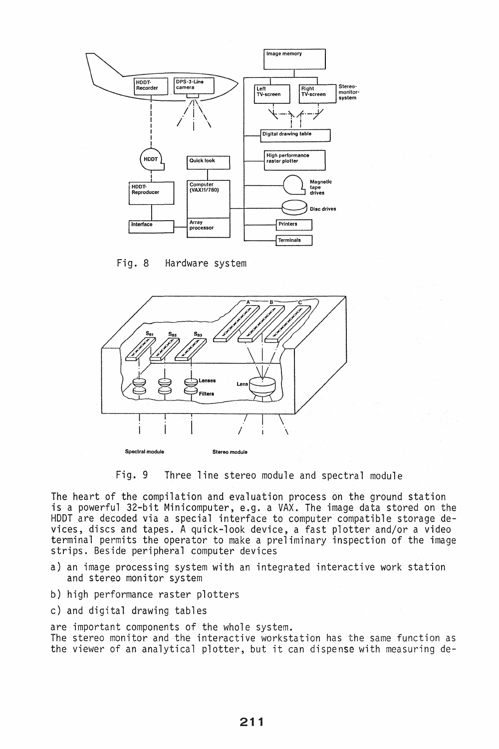Fig. 8 Hardware system

Fig. 9 Three line stereo module and spectral module

The heart of the compilation and evaluation process on the ground station is a powerful 32-bit Minicomputer, e.g. a VAX. The image data stored on the HDDT are decoded via a special interface to computer compatible storage devices, discs and tapes. A quick-look device, a fast plotter and/or a video terminal permits the operator to make a preliminary inspection of the image strips. Beside peripheral computer devices

a) an image processing system with an integrated interactive work station and stereo monitor system

b) high performance raster plotters

c) and digital drawing tables

are important components of the whole system.
The stereo monitor and the interactive workstation has the same function as the viewer of an analytical plotter, but it can dispense with measuring de-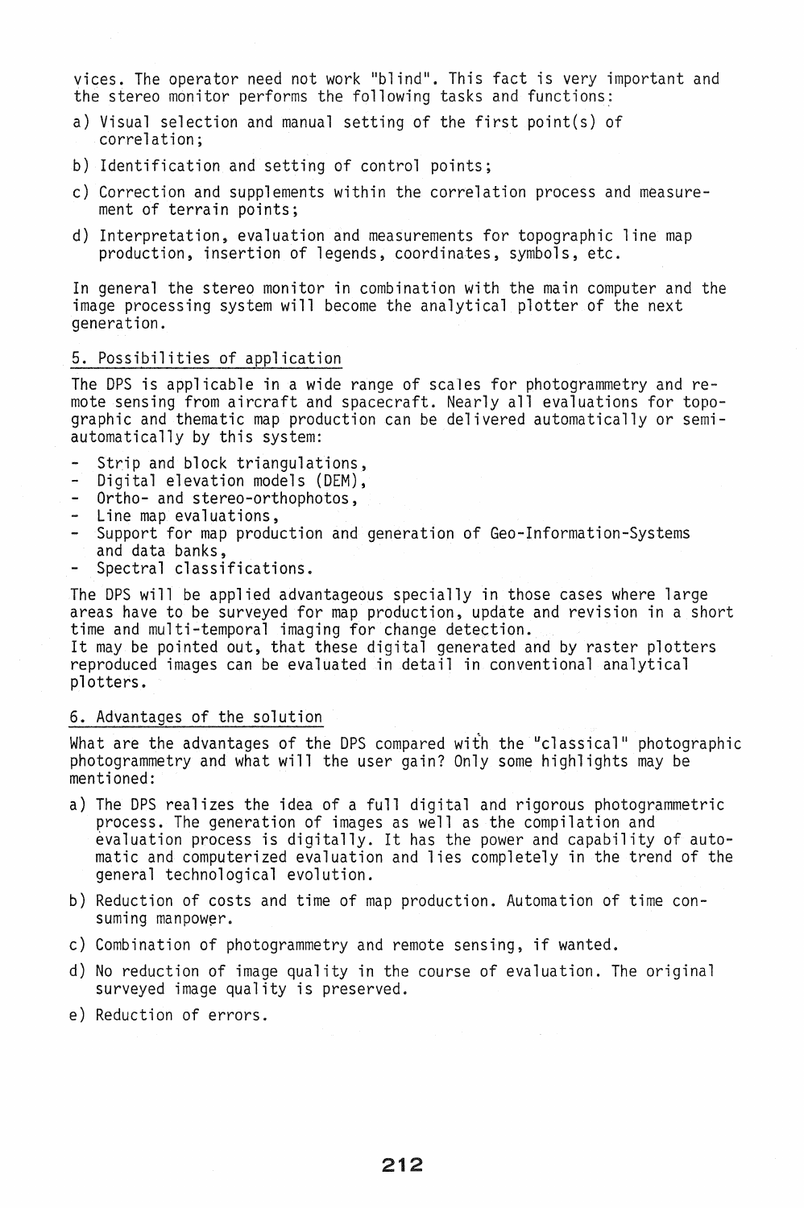vices. The operator need not work "blind". This fact is very important and the stereo monitor performs the following tasks and functions:

a) Visual selection and manual setting of the first point(s) of correlation;

b) Identification and setting of control points;

c) Correction and supplements within the correlation process and measurement of terrain points;

d) Interpretation, evaluation and measurements for topographic line map production, insertion of legends, coordinates, symbols, etc.

In general the stereo monitor in combination with the main computer and the image processing system will become the analytical plotter of the next generation.

## 5. Possibilities of application

The DPS is applicable in a wide range of scales for photogrammetry and remote sensing from aircraft and spacecraft. Nearly all evaluations for topographic and thematic map production can be delivered automatically or semiautomatically by this system:

- Strip and block triangulations,
- Digital elevation models (DEM),
- Ortho- and stereo-orthophotos,
- Line map evaluations,
- Support for map production and generation of Geo-Information-Systems and data banks,
- Spectral classifications.

The DPS will be applied advantageous specially in those cases where large areas have to be surveyed for map production, update and revision in a short time and multi-temporal imaging for change detection.
It may be pointed out, that these digital generated and by raster plotters reproduced images can be evaluated in detail in conventional analytical plotters.

## 6. Advantages of the solution

What are the advantages of the DPS compared with the "classical" photographic photogrammetry and what will the user gain? Only some highlights may be mentioned:

a) The DPS realizes the idea of a full digital and rigorous photogrammetric process. The generation of images as well as the compilation and evaluation process is digitally. It has the power and capability of automatic and computerized evaluation and lies completely in the trend of the general technological evolution.

b) Reduction of costs and time of map production. Automation of time consuming manpower.

c) Combination of photogrammetry and remote sensing, if wanted.

d) No reduction of image quality in the course of evaluation. The original surveyed image quality is preserved.

e) Reduction of errors.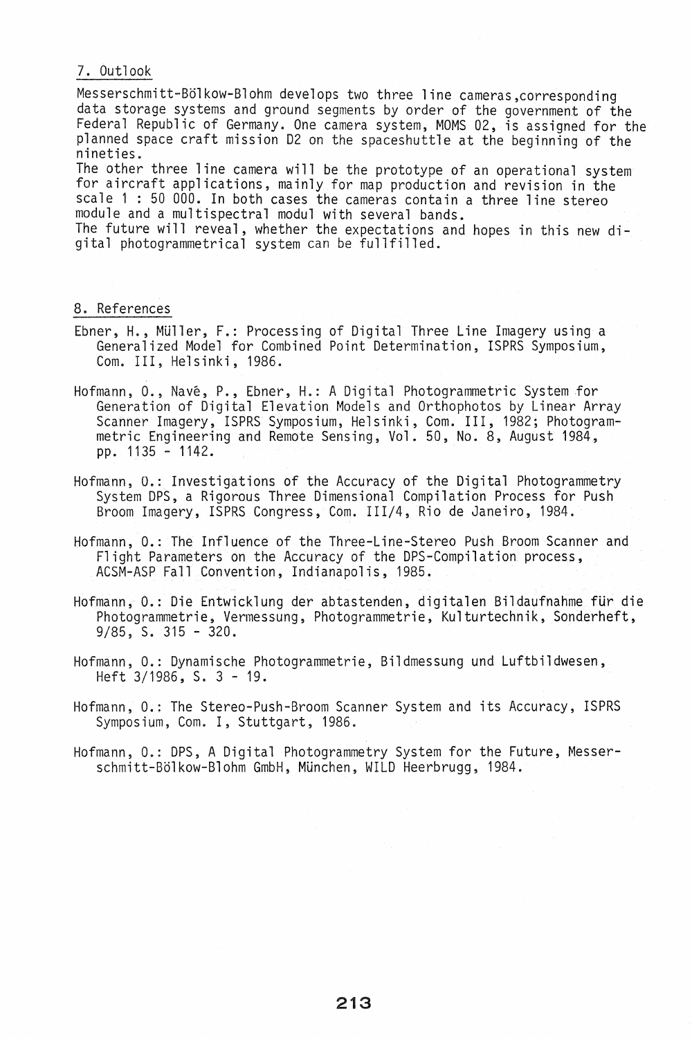## 7. Outlook

Messerschmitt-Bölkow-Blohm develops two three line cameras,corresponding data storage systems and ground segments by order of the government of the Federal Republic of Germany. One camera system, MOMS 02, is assigned for the planned space craft mission D2 on the spaceshuttle at the beginning of the nineties.

The other three line camera will be the prototype of an operational system for aircraft applications, mainly for map production and revision in the scale 1 : 50 000. In both cases the cameras contain a three line stereo module and a multispectral modul with several bands.

The future will reveal, whether the expectations and hopes in this new digital photogrammetrical system can be fullfilled.

## 8. References

Ebner, H., Müller, F.: Processing of Digital Three Line Imagery using a Generalized Model for Combined Point Determination, ISPRS Symposium, Com. III, Helsinki, 1986.

Hofmann, O., Navé, P., Ebner, H.: A Digital Photogrammetric System for Generation of Digital Elevation Models and Orthophotos by Linear Array Scanner Imagery, ISPRS Symposium, Helsinki, Com. III, 1982; Photogrammetric Engineering and Remote Sensing, Vol. 50, No. 8, August 1984, pp. 1135 - 1142.

Hofmann, O.: Investigations of the Accuracy of the Digital Photogrammetry System DPS, a Rigorous Three Dimensional Compilation Process for Push Broom Imagery, ISPRS Congress, Com. III/4, Rio de Janeiro, 1984.

Hofmann, O.: The Influence of the Three-Line-Stereo Push Broom Scanner and Flight Parameters on the Accuracy of the DPS-Compilation process, ACSM-ASP Fall Convention, Indianapolis, 1985.

Hofmann, O.: Die Entwicklung der abtastenden, digitalen Bildaufnahme für die Photogrammetrie, Vermessung, Photogrammetrie, Kulturtechnik, Sonderheft, 9/85, S. 315 - 320.

Hofmann, O.: Dynamische Photogrammetrie, Bildmessung und Luftbildwesen, Heft 3/1986, S. 3 - 19.

Hofmann, O.: The Stereo-Push-Broom Scanner System and its Accuracy, ISPRS Symposium, Com. I, Stuttgart, 1986.

Hofmann, O.: DPS, A Digital Photogrammetry System for the Future, Messerschmitt-Bölkow-Blohm GmbH, München, WILD Heerbrugg, 1984.